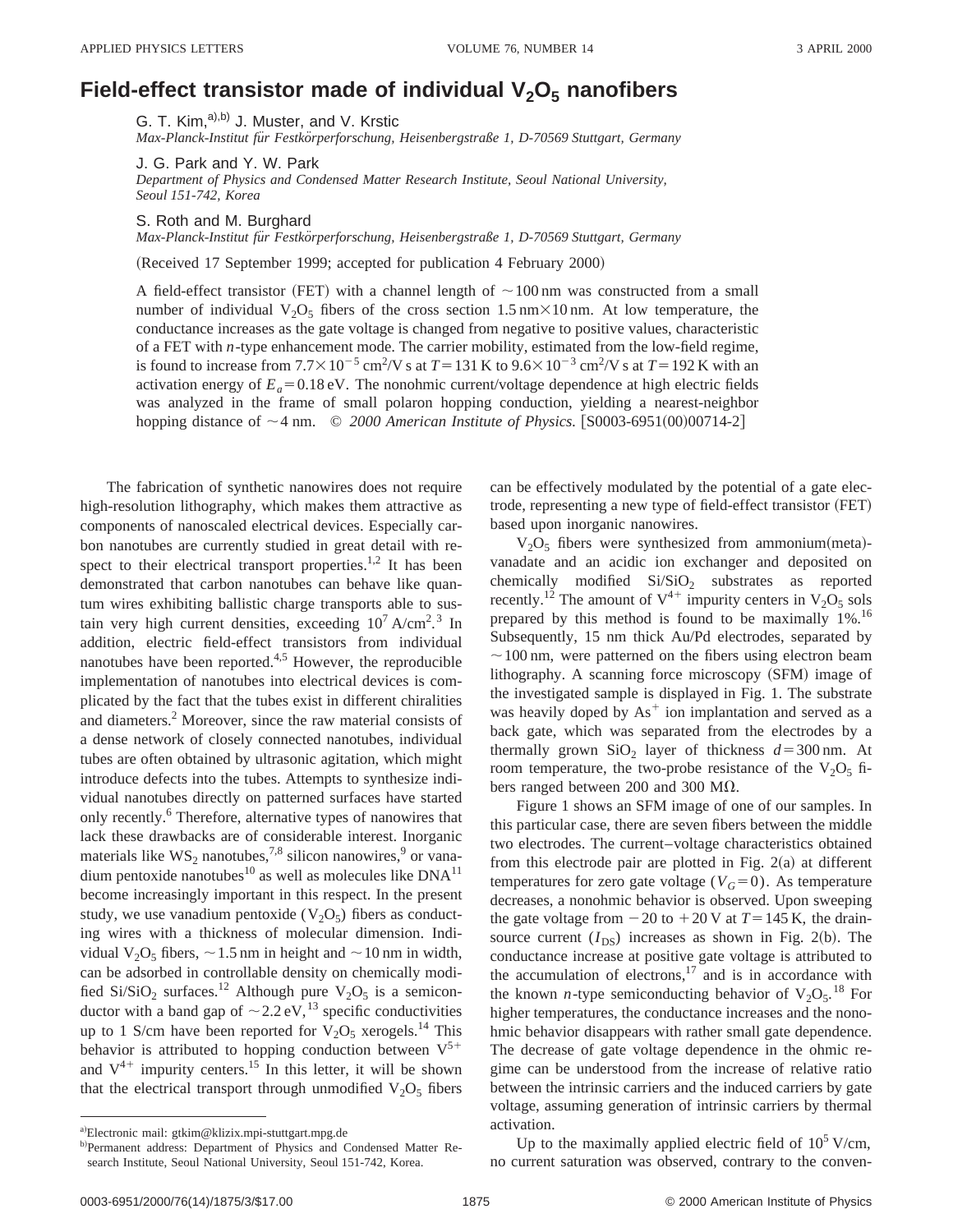# Field-effect transistor made of individual $V_2O_5$ nanofibers

G. T. Kim,[a),b)] J. Muster, and V. Krstic
*Max-Planck-Institut für Festkörperforschung, Heisenbergstraße 1, D-70569 Stuttgart, Germany*

J. G. Park and Y. W. Park
*Department of Physics and Condensed Matter Research Institute, Seoul National University, Seoul 151-742, Korea*

S. Roth and M. Burghard
*Max-Planck-Institut für Festkörperforschung, Heisenbergstraße 1, D-70569 Stuttgart, Germany*

(Received 17 September 1999; accepted for publication 4 February 2000)

A field-effect transistor (FET) with a channel length of $\sim 100$ nm was constructed from a small number of individual $V_2O_5$ fibers of the cross section $1.5\,\text{nm} \times 10\,\text{nm}$. At low temperature, the conductance increases as the gate voltage is changed from negative to positive values, characteristic of a FET with *n*-type enhancement mode. The carrier mobility, estimated from the low-field regime, is found to increase from $7.7 \times 10^{-5}\,\text{cm}^2/\text{V s}$ at $T = 131$ K to $9.6 \times 10^{-3}\,\text{cm}^2/\text{V s}$ at $T = 192$ K with an activation energy of $E_a = 0.18$ eV. The nonohmic current/voltage dependence at high electric fields was analyzed in the frame of small polaron hopping conduction, yielding a nearest-neighbor hopping distance of $\sim 4$ nm. © *2000 American Institute of Physics.* [S0003-6951(00)00714-2]

The fabrication of synthetic nanowires does not require high-resolution lithography, which makes them attractive as components of nanoscaled electrical devices. Especially carbon nanotubes are currently studied in great detail with respect to their electrical transport properties.[1,2] It has been demonstrated that carbon nanotubes can behave like quantum wires exhibiting ballistic charge transports able to sustain very high current densities, exceeding $10^7\,\text{A/cm}^2$.[3] In addition, electric field-effect transistors from individual nanotubes have been reported.[4,5] However, the reproducible implementation of nanotubes into electrical devices is complicated by the fact that the tubes exist in different chiralities and diameters.[2] Moreover, since the raw material consists of a dense network of closely connected nanotubes, individual tubes are often obtained by ultrasonic agitation, which might introduce defects into the tubes. Attempts to synthesize individual nanotubes directly on patterned surfaces have started only recently.[6] Therefore, alternative types of nanowires that lack these drawbacks are of considerable interest. Inorganic materials like $WS_2$ nanotubes,[7,8] silicon nanowires,[9] or vanadium pentoxide nanotubes[10] as well as molecules like DNA[11] become increasingly important in this respect. In the present study, we use vanadium pentoxide ($V_2O_5$) fibers as conducting wires with a thickness of molecular dimension. Individual $V_2O_5$ fibers, $\sim 1.5$ nm in height and $\sim 10$ nm in width, can be adsorbed in controllable density on chemically modified $Si/SiO_2$ surfaces.[12] Although pure $V_2O_5$ is a semiconductor with a band gap of $\sim 2.2$ eV,[13] specific conductivities up to 1 S/cm have been reported for $V_2O_5$ xerogels.[14] This behavior is attributed to hopping conduction between $V^{5+}$ and $V^{4+}$ impurity centers.[15] In this letter, it will be shown that the electrical transport through unmodified $V_2O_5$ fibers can be effectively modulated by the potential of a gate electrode, representing a new type of field-effect transistor (FET) based upon inorganic nanowires.

$V_2O_5$ fibers were synthesized from ammonium(meta)-vanadate and an acidic ion exchanger and deposited on chemically modified $Si/SiO_2$ substrates as reported recently.[12] The amount of $V^{4+}$ impurity centers in $V_2O_5$ sols prepared by this method is found to be maximally 1%.[16] Subsequently, 15 nm thick Au/Pd electrodes, separated by $\sim 100$ nm, were patterned on the fibers using electron beam lithography. A scanning force microscopy (SFM) image of the investigated sample is displayed in Fig. 1. The substrate was heavily doped by $As^+$ ion implantation and served as a back gate, which was separated from the electrodes by a thermally grown $SiO_2$ layer of thickness $d = 300$ nm. At room temperature, the two-probe resistance of the $V_2O_5$ fibers ranged between 200 and 300 MΩ.

Figure 1 shows an SFM image of one of our samples. In this particular case, there are seven fibers between the middle two electrodes. The current–voltage characteristics obtained from this electrode pair are plotted in Fig. 2(a) at different temperatures for zero gate voltage ($V_G = 0$). As temperature decreases, a nonohmic behavior is observed. Upon sweeping the gate voltage from $-20$ to $+20$ V at $T = 145$ K, the drain-source current ($I_{DS}$) increases as shown in Fig. 2(b). The conductance increase at positive gate voltage is attributed to the accumulation of electrons,[17] and is in accordance with the known *n*-type semiconducting behavior of $V_2O_5$.[18] For higher temperatures, the conductance increases and the nonohmic behavior disappears with rather small gate dependence. The decrease of gate voltage dependence in the ohmic regime can be understood from the increase of relative ratio between the intrinsic carriers and the induced carriers by gate voltage, assuming generation of intrinsic carriers by thermal activation.

Up to the maximally applied electric field of $10^5$ V/cm, no current saturation was observed, contrary to the conven-

[a)] Electronic mail: gtkim@klizix.mpi-stuttgart.mpg.de

[b)] Permanent address: Department of Physics and Condensed Matter Research Institute, Seoul National University, Seoul 151-742, Korea.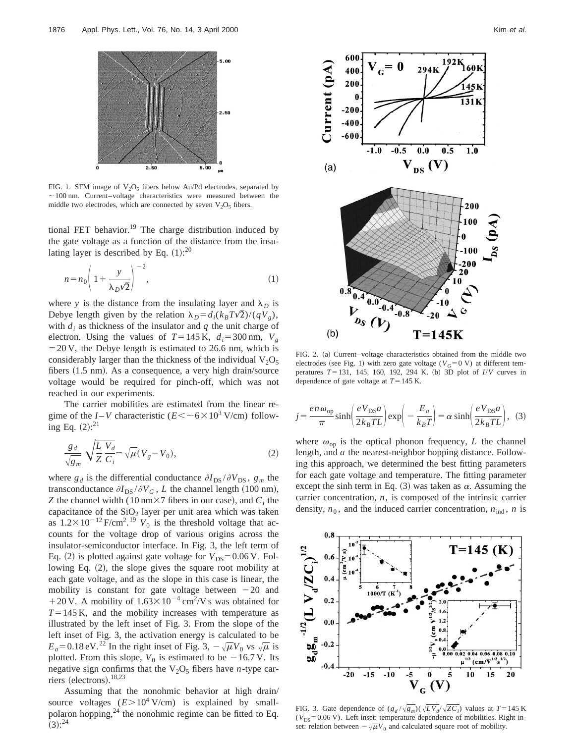FIG. 1. SFM image of $V_2O_5$ fibers below Au/Pd electrodes, separated by $\sim$100 nm. Current–voltage characteristics were measured between the middle two electrodes, which are connected by seven $V_2O_5$ fibers.

tional FET behavior.[19] The charge distribution induced by the gate voltage as a function of the distance from the insulating layer is described by Eq. (1):[20]

$$n = n_0 \left( 1 + \frac{y}{\lambda_D \sqrt{2}} \right)^{-2}, \tag{1}$$

where $y$ is the distance from the insulating layer and $\lambda_D$ is Debye length given by the relation $\lambda_D = d_i (k_B T \sqrt{2})/(q V_g)$, with $d_i$ as thickness of the insulator and $q$ the unit charge of electron. Using the values of $T = 145\,\mathrm{K}$, $d_i = 300\,\mathrm{nm}$, $V_g = 20\,\mathrm{V}$, the Debye length is estimated to 26.6 nm, which is considerably larger than the thickness of the individual $V_2O_5$ fibers (1.5 nm). As a consequence, a very high drain/source voltage would be required for pinch-off, which was not reached in our experiments.

The carrier mobilities are estimated from the linear regime of the $I$–$V$ characteristic ($E < \sim 6 \times 10^3\,\mathrm{V/cm}$) following Eq. (2):[21]

$$\frac{g_d}{\sqrt{g_m}} \sqrt{\frac{L}{Z} \frac{V_d}{C_i}} = \sqrt{\mu} (V_g - V_0), \tag{2}$$

where $g_d$ is the differential conductance $\partial I_{\mathrm{DS}} / \partial V_{\mathrm{DS}}$, $g_m$ the transconductance $\partial I_{\mathrm{DS}} / \partial V_G$, $L$ the channel length (100 nm), $Z$ the channel width (10 nm$\times$7 fibers in our case), and $C_i$ the capacitance of the $SiO_2$ layer per unit area which was taken as $1.2 \times 10^{-12}\,\mathrm{F/cm^2}$.[19] $V_0$ is the threshold voltage that accounts for the voltage drop of various origins across the insulator-semiconductor interface. In Fig. 3, the left term of Eq. (2) is plotted against gate voltage for $V_{\mathrm{DS}} = 0.06\,\mathrm{V}$. Following Eq. (2), the slope gives the square root mobility at each gate voltage, and as the slope in this case is linear, the mobility is constant for gate voltage between $-20$ and $+20\,\mathrm{V}$. A mobility of $1.63 \times 10^{-4}\,\mathrm{cm^2/V\,s}$ was obtained for $T = 145\,\mathrm{K}$, and the mobility increases with temperature as illustrated by the left inset of Fig. 3. From the slope of the left inset of Fig. 3, the activation energy is calculated to be $E_a = 0.18\,\mathrm{eV}$.[22] In the right inset of Fig. 3, $-\sqrt{\mu} V_0$ vs $\sqrt{\mu}$ is plotted. From this slope, $V_0$ is estimated to be $-16.7\,\mathrm{V}$. Its negative sign confirms that the $V_2O_5$ fibers have $n$-type carriers (electrons).[18,23]

Assuming that the nonohmic behavior at high drain/source voltages ($E > 10^4\,\mathrm{V/cm}$) is explained by small-polaron hopping,[24] the nonohmic regime can be fitted to Eq. (3):[24]

FIG. 2. (a) Current–voltage characteristics obtained from the middle two electrodes (see Fig. 1) with zero gate voltage ($V_G = 0\,\mathrm{V}$) at different temperatures $T = 131$, 145, 160, 192, 294 K. (b) 3D plot of $I/V$ curves in dependence of gate voltage at $T = 145\,\mathrm{K}$.

$$j = \frac{e n \omega_{\mathrm{op}}}{\pi} \sinh\left( \frac{e V_{\mathrm{DS}} a}{2 k_B T L} \right) \exp\left( -\frac{E_a}{k_B T} \right) = \alpha \sinh\left( \frac{e V_{\mathrm{DS}} a}{2 k_B T L} \right), \tag{3}$$

where $\omega_{\mathrm{op}}$ is the optical phonon frequency, $L$ the channel length, and $a$ the nearest-neighbor hopping distance. Following this approach, we determined the best fitting parameters for each gate voltage and temperature. The fitting parameter except the sinh term in Eq. (3) was taken as $\alpha$. Assuming the carrier concentration, $n$, is composed of the intrinsic carrier density, $n_0$, and the induced carrier concentration, $n_{\mathrm{ind}}$, $n$ is

FIG. 3. Gate dependence of $(g_d/\sqrt{g_m})(\sqrt{L V_d}/\sqrt{Z C_i})$ values at $T = 145\,\mathrm{K}$ ($V_{\mathrm{DS}} = 0.06\,\mathrm{V}$). Left inset: temperature dependence of mobilities. Right inset: relation between $-\sqrt{\mu} V_0$ and calculated square root of mobility.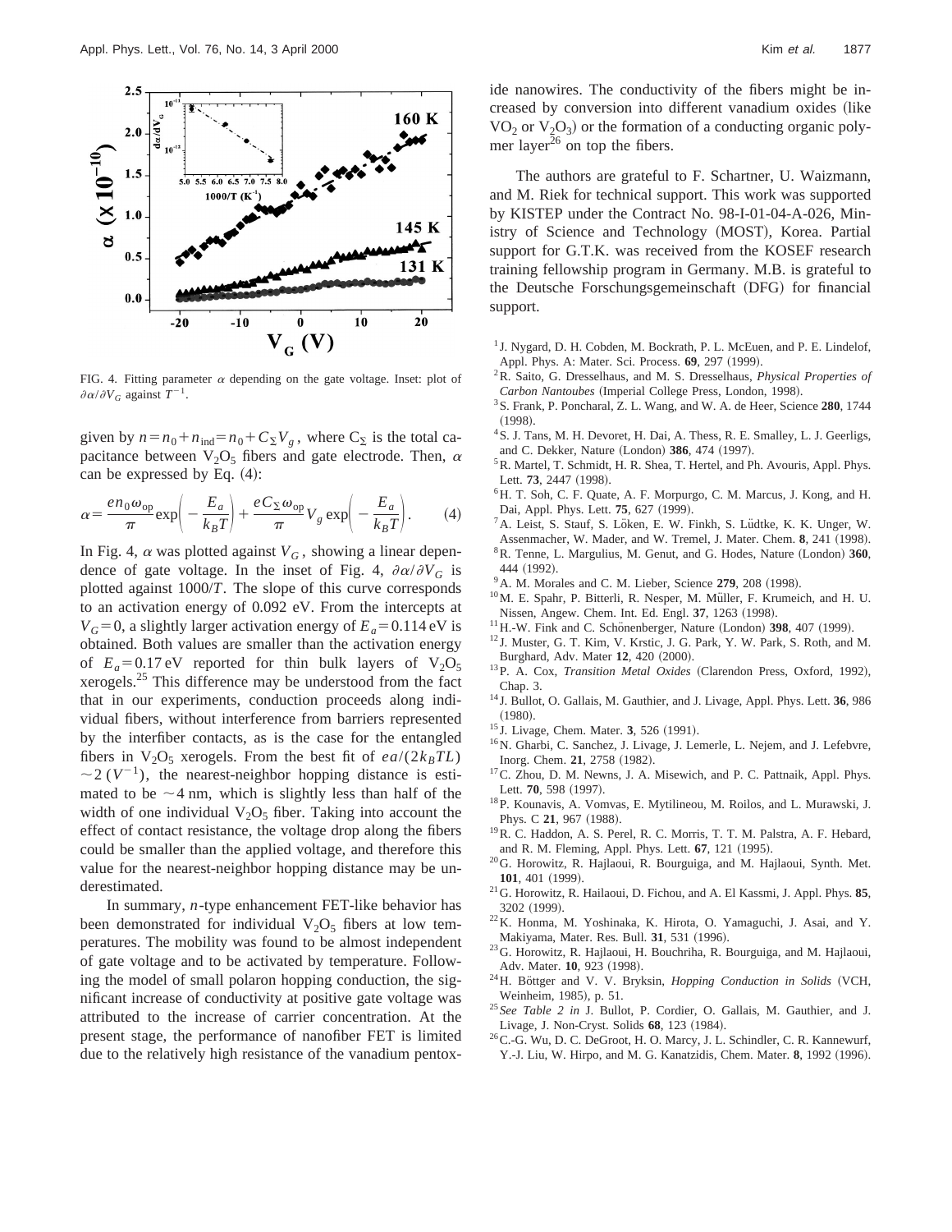2.5

2.0

1.5

1.0

0.5

0.0

$\alpha$ ($\times 10^{-10}$)

-20 -10 0 10 20

$V_G$ (V)

160 K

145 K

131 K

$10^{-11}$

$10^{-12}$

$d\alpha/dV_G$

5.0 5.5 6.0 6.5 7.0 7.5 8.0

1000/T (K$^{-1}$)

FIG. 4. Fitting parameter $\alpha$ depending on the gate voltage. Inset: plot of $\partial\alpha/\partial V_G$ against $T^{-1}$.

given by $n = n_0 + n_{\mathrm{ind}} = n_0 + C_\Sigma V_g$, where $C_\Sigma$ is the total capacitance between $V_2O_5$ fibers and gate electrode. Then, $\alpha$ can be expressed by Eq. (4):

$$\alpha = \frac{e n_0 \omega_{\mathrm{op}}}{\pi} \exp\left(-\frac{E_a}{k_B T}\right) + \frac{e C_\Sigma \omega_{\mathrm{op}}}{\pi} V_g \exp\left(-\frac{E_a}{k_B T}\right). \qquad (4)$$

In Fig. 4, $\alpha$ was plotted against $V_G$, showing a linear dependence of gate voltage. In the inset of Fig. 4, $\partial\alpha/\partial V_G$ is plotted against $1000/T$. The slope of this curve corresponds to an activation energy of 0.092 eV. From the intercepts at $V_G = 0$, a slightly larger activation energy of $E_a = 0.114$ eV is obtained. Both values are smaller than the activation energy of $E_a = 0.17$ eV reported for thin bulk layers of $V_2O_5$ xerogels.[25] This difference may be understood from the fact that in our experiments, conduction proceeds along individual fibers, without interference from barriers represented by the interfiber contacts, as is the case for the entangled fibers in $V_2O_5$ xerogels. From the best fit of $ea/(2k_B TL)$ $\sim 2\ (V^{-1})$, the nearest-neighbor hopping distance is estimated to be $\sim 4$ nm, which is slightly less than half of the width of one individual $V_2O_5$ fiber. Taking into account the effect of contact resistance, the voltage drop along the fibers could be smaller than the applied voltage, and therefore this value for the nearest-neighbor hopping distance may be underestimated.

In summary, *n*-type enhancement FET-like behavior has been demonstrated for individual $V_2O_5$ fibers at low temperatures. The mobility was found to be almost independent of gate voltage and to be activated by temperature. Following the model of small polaron hopping conduction, the significant increase of conductivity at positive gate voltage was attributed to the increase of carrier concentration. At the present stage, the performance of nanofiber FET is limited due to the relatively high resistance of the vanadium pentoxide nanowires. The conductivity of the fibers might be increased by conversion into different vanadium oxides (like $VO_2$ or $V_2O_3$) or the formation of a conducting organic polymer layer[26] on top the fibers.

The authors are grateful to F. Schartner, U. Waizmann, and M. Riek for technical support. This work was supported by KISTEP under the Contract No. 98-I-01-04-A-026, Ministry of Science and Technology (MOST), Korea. Partial support for G.T.K. was received from the KOSEF research training fellowship program in Germany. M.B. is grateful to the Deutsche Forschungsgemeinschaft (DFG) for financial support.

[1] J. Nygard, D. H. Cobden, M. Bockrath, P. L. McEuen, and P. E. Lindelof, Appl. Phys. A: Mater. Sci. Process. **69**, 297 (1999).
[2] R. Saito, G. Dresselhaus, and M. S. Dresselhaus, *Physical Properties of Carbon Nantoubes* (Imperial College Press, London, 1998).
[3] S. Frank, P. Poncharal, Z. L. Wang, and W. A. de Heer, Science **280**, 1744 (1998).
[4] S. J. Tans, M. H. Devoret, H. Dai, A. Thess, R. E. Smalley, L. J. Geerligs, and C. Dekker, Nature (London) **386**, 474 (1997).
[5] R. Martel, T. Schmidt, H. R. Shea, T. Hertel, and Ph. Avouris, Appl. Phys. Lett. **73**, 2447 (1998).
[6] H. T. Soh, C. F. Quate, A. F. Morpurgo, C. M. Marcus, J. Kong, and H. Dai, Appl. Phys. Lett. **75**, 627 (1999).
[7] A. Leist, S. Stauf, S. Löken, E. W. Finkh, S. Lüdtke, K. K. Unger, W. Assenmacher, W. Mader, and W. Tremel, J. Mater. Chem. **8**, 241 (1998).
[8] R. Tenne, L. Margulius, M. Genut, and G. Hodes, Nature (London) **360**, 444 (1992).
[9] A. M. Morales and C. M. Lieber, Science **279**, 208 (1998).
[10] M. E. Spahr, P. Bitterli, R. Nesper, M. Müller, F. Krumeich, and H. U. Nissen, Angew. Chem. Int. Ed. Engl. **37**, 1263 (1998).
[11] H.-W. Fink and C. Schönenberger, Nature (London) **398**, 407 (1999).
[12] J. Muster, G. T. Kim, V. Krstic, J. G. Park, Y. W. Park, S. Roth, and M. Burghard, Adv. Mater **12**, 420 (2000).
[13] P. A. Cox, *Transition Metal Oxides* (Clarendon Press, Oxford, 1992), Chap. 3.
[14] J. Bullot, O. Gallais, M. Gauthier, and J. Livage, Appl. Phys. Lett. **36**, 986 (1980).
[15] J. Livage, Chem. Mater. **3**, 526 (1991).
[16] N. Gharbi, C. Sanchez, J. Livage, J. Lemerle, L. Nejem, and J. Lefebvre, Inorg. Chem. **21**, 2758 (1982).
[17] C. Zhou, D. M. Newns, J. A. Misewich, and P. C. Pattnaik, Appl. Phys. Lett. **70**, 598 (1997).
[18] P. Kounavis, A. Vomvas, E. Mytilineou, M. Roilos, and L. Murawski, J. Phys. C **21**, 967 (1988).
[19] R. C. Haddon, A. S. Perel, R. C. Morris, T. T. M. Palstra, A. F. Hebard, and R. M. Fleming, Appl. Phys. Lett. **67**, 121 (1995).
[20] G. Horowitz, R. Hajlaoui, R. Bourguiga, and M. Hajlaoui, Synth. Met. **101**, 401 (1999).
[21] G. Horowitz, R. Hailaoui, D. Fichou, and A. El Kassmi, J. Appl. Phys. **85**, 3202 (1999).
[22] K. Honma, M. Yoshinaka, K. Hirota, O. Yamaguchi, J. Asai, and Y. Makiyama, Mater. Res. Bull. **31**, 531 (1996).
[23] G. Horowitz, R. Hajlaoui, H. Bouchriha, R. Bourguiga, and M. Hajlaoui, Adv. Mater. **10**, 923 (1998).
[24] H. Böttger and V. V. Bryksin, *Hopping Conduction in Solids* (VCH, Weinheim, 1985), p. 51.
[25] *See Table 2 in* J. Bullot, P. Cordier, O. Gallais, M. Gauthier, and J. Livage, J. Non-Cryst. Solids **68**, 123 (1984).
[26] C.-G. Wu, D. C. DeGroot, H. O. Marcy, J. L. Schindler, C. R. Kannewurf, Y.-J. Liu, W. Hirpo, and M. G. Kanatzidis, Chem. Mater. **8**, 1992 (1996).